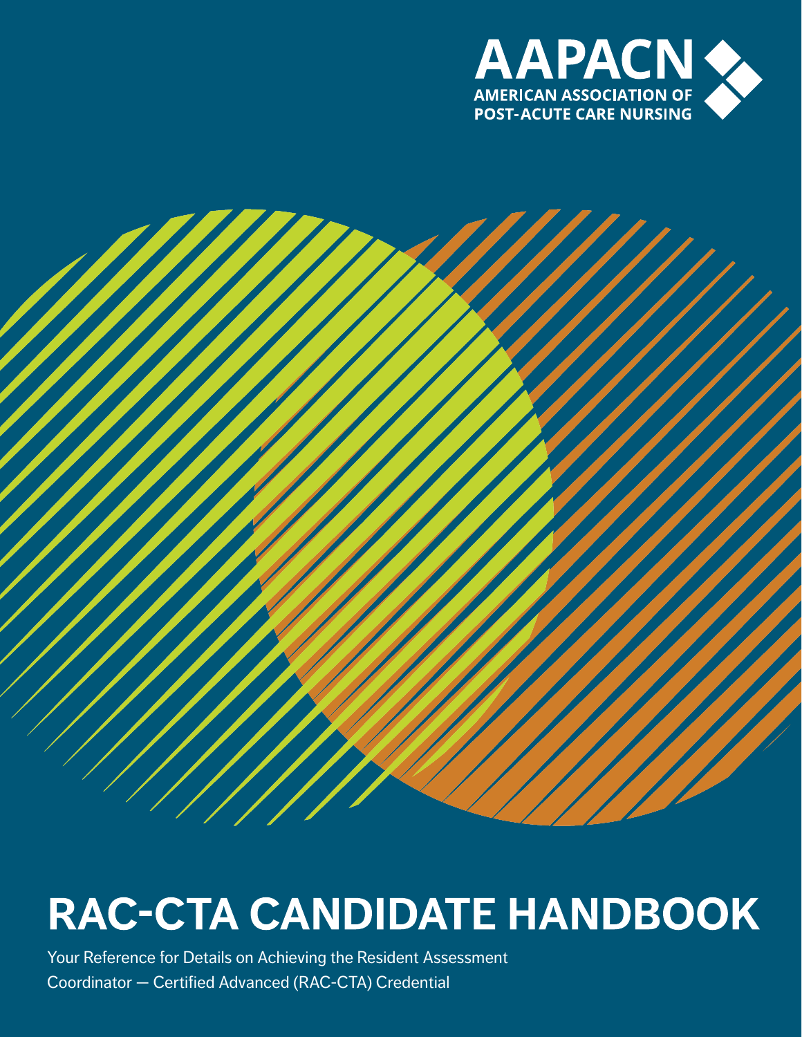AAPACN

AMERICAN ASSOCIATION OF POST-ACUTE CARE NURSING

# RAC-CTA CANDIDATE HANDBOOK

Your Reference for Details on Achieving the Resident Assessment Coordinator — Certified Advanced (RAC-CTA) Credential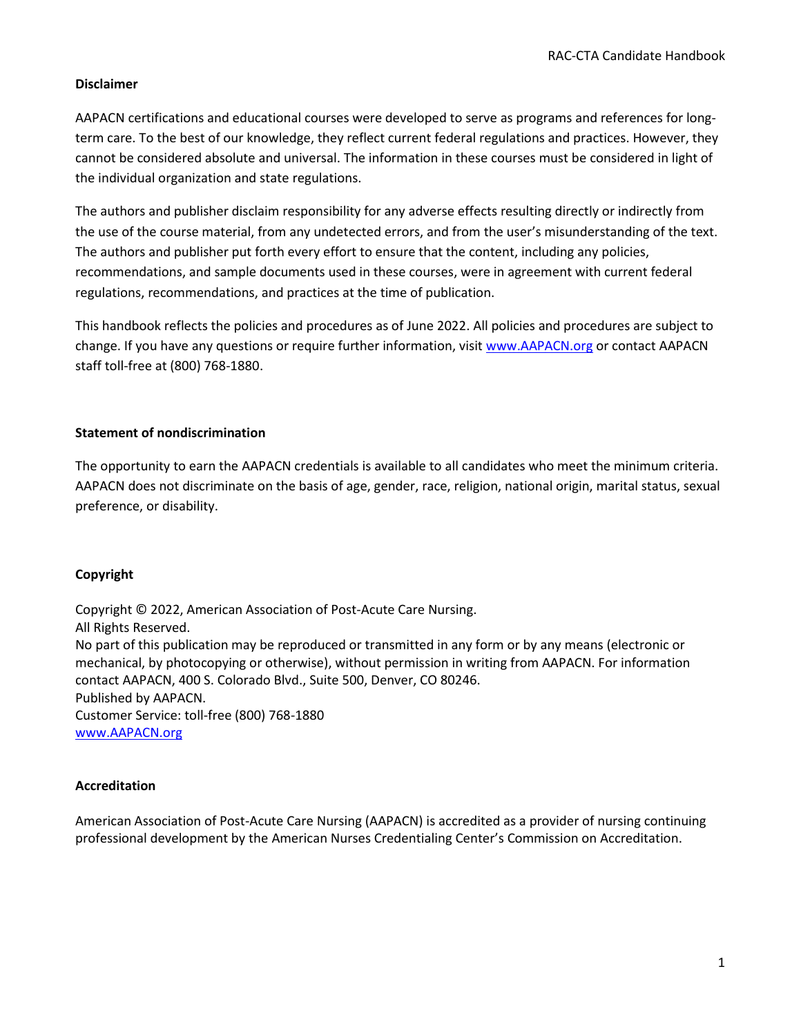## Disclaimer

AAPACN certifications and educational courses were developed to serve as programs and references for long-term care. To the best of our knowledge, they reflect current federal regulations and practices. However, they cannot be considered absolute and universal. The information in these courses must be considered in light of the individual organization and state regulations.

The authors and publisher disclaim responsibility for any adverse effects resulting directly or indirectly from the use of the course material, from any undetected errors, and from the user's misunderstanding of the text. The authors and publisher put forth every effort to ensure that the content, including any policies, recommendations, and sample documents used in these courses, were in agreement with current federal regulations, recommendations, and practices at the time of publication.

This handbook reflects the policies and procedures as of June 2022. All policies and procedures are subject to change. If you have any questions or require further information, visit www.AAPACN.org or contact AAPACN staff toll-free at (800) 768-1880.

## Statement of nondiscrimination

The opportunity to earn the AAPACN credentials is available to all candidates who meet the minimum criteria. AAPACN does not discriminate on the basis of age, gender, race, religion, national origin, marital status, sexual preference, or disability.

## Copyright

Copyright © 2022, American Association of Post-Acute Care Nursing.
All Rights Reserved.
No part of this publication may be reproduced or transmitted in any form or by any means (electronic or mechanical, by photocopying or otherwise), without permission in writing from AAPACN. For information contact AAPACN, 400 S. Colorado Blvd., Suite 500, Denver, CO 80246.
Published by AAPACN.
Customer Service: toll-free (800) 768-1880
www.AAPACN.org

## Accreditation

American Association of Post-Acute Care Nursing (AAPACN) is accredited as a provider of nursing continuing professional development by the American Nurses Credentialing Center's Commission on Accreditation.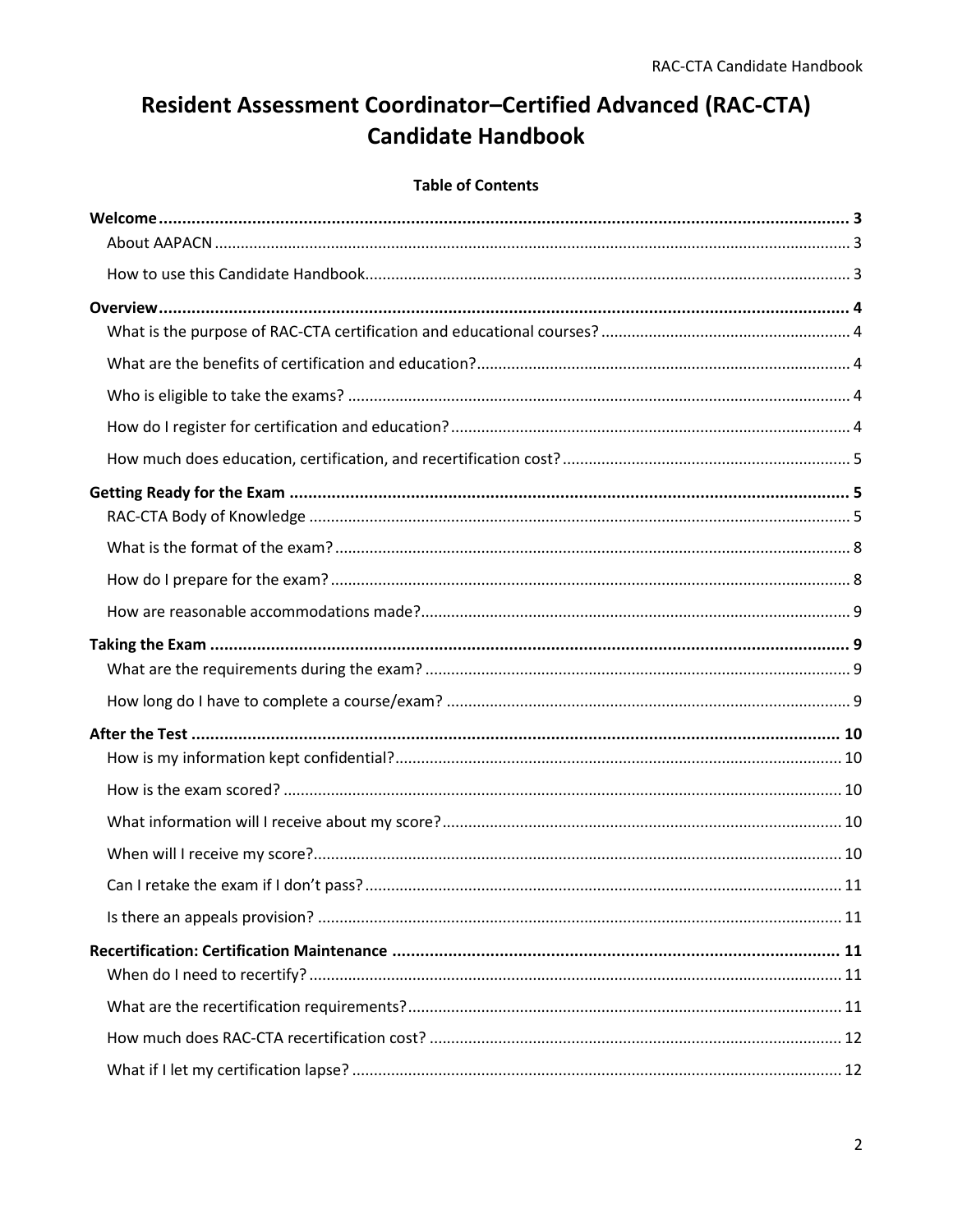# Resident Assessment Coordinator–Certified Advanced (RAC-CTA) Candidate Handbook

**Table of Contents**

**Welcome** ..... **3**
- About AAPACN ..... 3
- How to use this Candidate Handbook ..... 3

**Overview** ..... **4**
- What is the purpose of RAC-CTA certification and educational courses? ..... 4
- What are the benefits of certification and education? ..... 4
- Who is eligible to take the exams? ..... 4
- How do I register for certification and education? ..... 4
- How much does education, certification, and recertification cost? ..... 5

**Getting Ready for the Exam** ..... **5**
- RAC-CTA Body of Knowledge ..... 5
- What is the format of the exam? ..... 8
- How do I prepare for the exam? ..... 8
- How are reasonable accommodations made? ..... 9

**Taking the Exam** ..... **9**
- What are the requirements during the exam? ..... 9
- How long do I have to complete a course/exam? ..... 9

**After the Test** ..... **10**
- How is my information kept confidential? ..... 10
- How is the exam scored? ..... 10
- What information will I receive about my score? ..... 10
- When will I receive my score? ..... 10
- Can I retake the exam if I don't pass? ..... 11
- Is there an appeals provision? ..... 11

**Recertification: Certification Maintenance** ..... **11**
- When do I need to recertify? ..... 11
- What are the recertification requirements? ..... 11
- How much does RAC-CTA recertification cost? ..... 12
- What if I let my certification lapse? ..... 12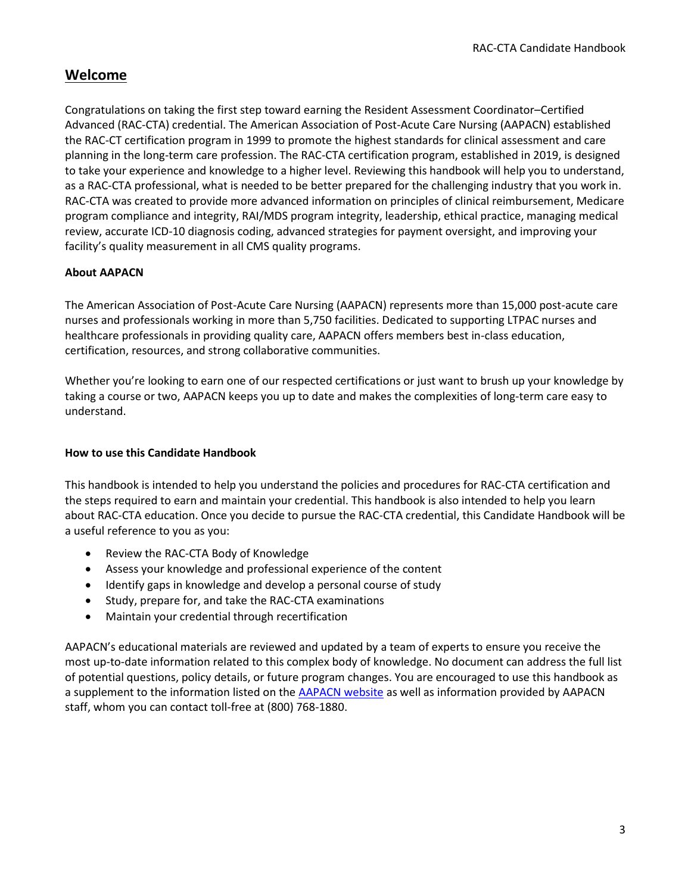## Welcome

Congratulations on taking the first step toward earning the Resident Assessment Coordinator–Certified Advanced (RAC-CTA) credential. The American Association of Post-Acute Care Nursing (AAPACN) established the RAC-CT certification program in 1999 to promote the highest standards for clinical assessment and care planning in the long-term care profession. The RAC-CTA certification program, established in 2019, is designed to take your experience and knowledge to a higher level. Reviewing this handbook will help you to understand, as a RAC-CTA professional, what is needed to be better prepared for the challenging industry that you work in. RAC-CTA was created to provide more advanced information on principles of clinical reimbursement, Medicare program compliance and integrity, RAI/MDS program integrity, leadership, ethical practice, managing medical review, accurate ICD-10 diagnosis coding, advanced strategies for payment oversight, and improving your facility's quality measurement in all CMS quality programs.

**About AAPACN**

The American Association of Post-Acute Care Nursing (AAPACN) represents more than 15,000 post-acute care nurses and professionals working in more than 5,750 facilities. Dedicated to supporting LTPAC nurses and healthcare professionals in providing quality care, AAPACN offers members best in-class education, certification, resources, and strong collaborative communities.

Whether you're looking to earn one of our respected certifications or just want to brush up your knowledge by taking a course or two, AAPACN keeps you up to date and makes the complexities of long-term care easy to understand.

**How to use this Candidate Handbook**

This handbook is intended to help you understand the policies and procedures for RAC-CTA certification and the steps required to earn and maintain your credential. This handbook is also intended to help you learn about RAC-CTA education. Once you decide to pursue the RAC-CTA credential, this Candidate Handbook will be a useful reference to you as you:

- Review the RAC-CTA Body of Knowledge
- Assess your knowledge and professional experience of the content
- Identify gaps in knowledge and develop a personal course of study
- Study, prepare for, and take the RAC-CTA examinations
- Maintain your credential through recertification

AAPACN's educational materials are reviewed and updated by a team of experts to ensure you receive the most up-to-date information related to this complex body of knowledge. No document can address the full list of potential questions, policy details, or future program changes. You are encouraged to use this handbook as a supplement to the information listed on the AAPACN website as well as information provided by AAPACN staff, whom you can contact toll-free at (800) 768-1880.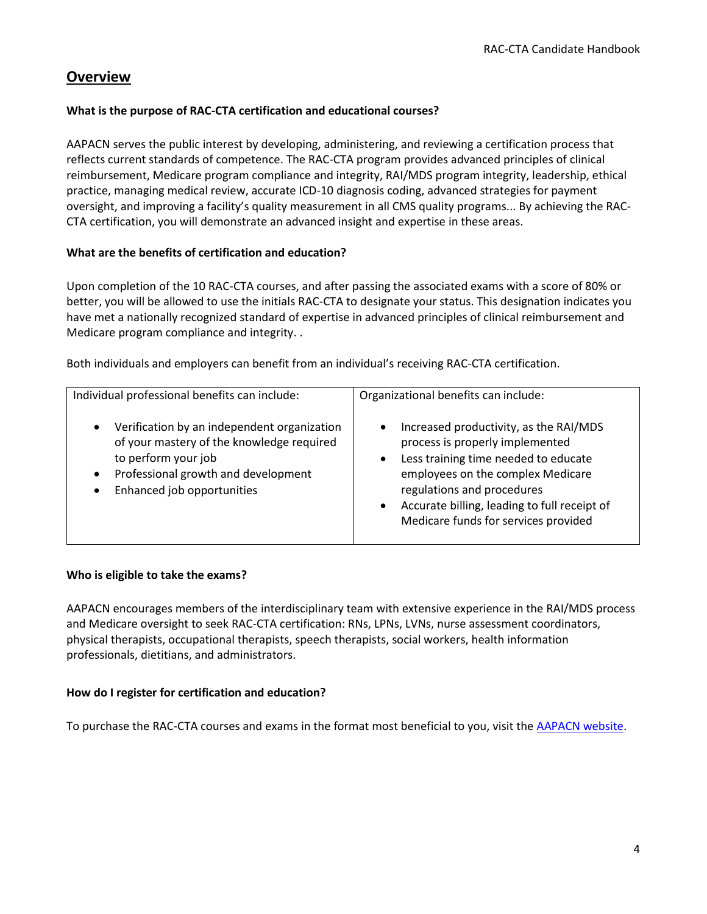## Overview

**What is the purpose of RAC-CTA certification and educational courses?**

AAPACN serves the public interest by developing, administering, and reviewing a certification process that reflects current standards of competence. The RAC-CTA program provides advanced principles of clinical reimbursement, Medicare program compliance and integrity, RAI/MDS program integrity, leadership, ethical practice, managing medical review, accurate ICD-10 diagnosis coding, advanced strategies for payment oversight, and improving a facility's quality measurement in all CMS quality programs... By achieving the RAC-CTA certification, you will demonstrate an advanced insight and expertise in these areas.

**What are the benefits of certification and education?**

Upon completion of the 10 RAC-CTA courses, and after passing the associated exams with a score of 80% or better, you will be allowed to use the initials RAC-CTA to designate your status. This designation indicates you have met a nationally recognized standard of expertise in advanced principles of clinical reimbursement and Medicare program compliance and integrity. .

Both individuals and employers can benefit from an individual's receiving RAC-CTA certification.

| Individual professional benefits can include: | Organizational benefits can include: |
| --- | --- |
| • Verification by an independent organization of your mastery of the knowledge required to perform your job<br>• Professional growth and development<br>• Enhanced job opportunities | • Increased productivity, as the RAI/MDS process is properly implemented<br>• Less training time needed to educate employees on the complex Medicare regulations and procedures<br>• Accurate billing, leading to full receipt of Medicare funds for services provided |

**Who is eligible to take the exams?**

AAPACN encourages members of the interdisciplinary team with extensive experience in the RAI/MDS process and Medicare oversight to seek RAC-CTA certification: RNs, LPNs, LVNs, nurse assessment coordinators, physical therapists, occupational therapists, speech therapists, social workers, health information professionals, dietitians, and administrators.

**How do I register for certification and education?**

To purchase the RAC-CTA courses and exams in the format most beneficial to you, visit the AAPACN website.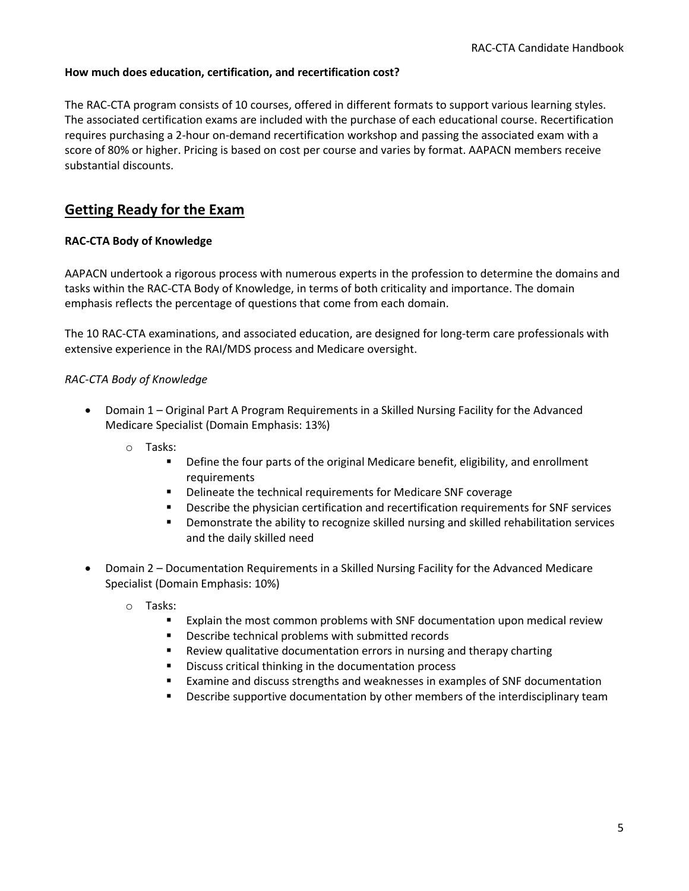**How much does education, certification, and recertification cost?**

The RAC-CTA program consists of 10 courses, offered in different formats to support various learning styles. The associated certification exams are included with the purchase of each educational course. Recertification requires purchasing a 2-hour on-demand recertification workshop and passing the associated exam with a score of 80% or higher. Pricing is based on cost per course and varies by format. AAPACN members receive substantial discounts.

## Getting Ready for the Exam

**RAC-CTA Body of Knowledge**

AAPACN undertook a rigorous process with numerous experts in the profession to determine the domains and tasks within the RAC-CTA Body of Knowledge, in terms of both criticality and importance. The domain emphasis reflects the percentage of questions that come from each domain.

The 10 RAC-CTA examinations, and associated education, are designed for long-term care professionals with extensive experience in the RAI/MDS process and Medicare oversight.

*RAC-CTA Body of Knowledge*

- Domain 1 – Original Part A Program Requirements in a Skilled Nursing Facility for the Advanced Medicare Specialist (Domain Emphasis: 13%)
  - Tasks:
    - Define the four parts of the original Medicare benefit, eligibility, and enrollment requirements
    - Delineate the technical requirements for Medicare SNF coverage
    - Describe the physician certification and recertification requirements for SNF services
    - Demonstrate the ability to recognize skilled nursing and skilled rehabilitation services and the daily skilled need
- Domain 2 – Documentation Requirements in a Skilled Nursing Facility for the Advanced Medicare Specialist (Domain Emphasis: 10%)
  - Tasks:
    - Explain the most common problems with SNF documentation upon medical review
    - Describe technical problems with submitted records
    - Review qualitative documentation errors in nursing and therapy charting
    - Discuss critical thinking in the documentation process
    - Examine and discuss strengths and weaknesses in examples of SNF documentation
    - Describe supportive documentation by other members of the interdisciplinary team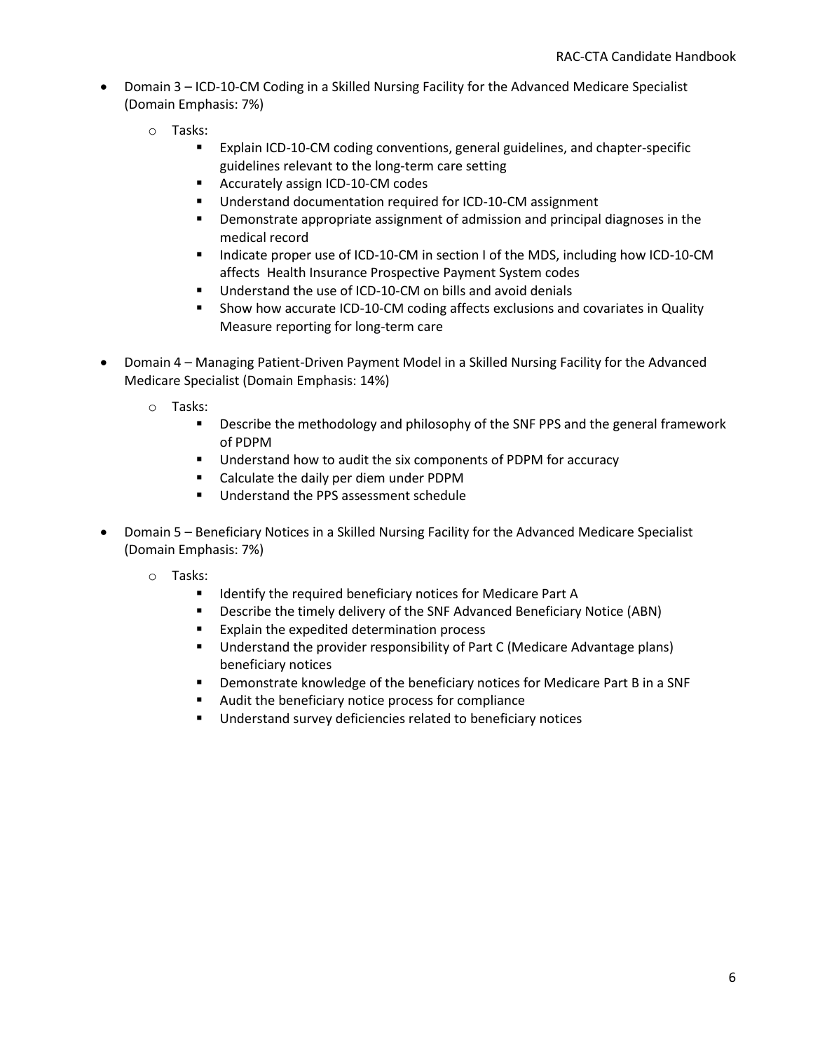- Domain 3 – ICD-10-CM Coding in a Skilled Nursing Facility for the Advanced Medicare Specialist (Domain Emphasis: 7%)
  - Tasks:
    - Explain ICD-10-CM coding conventions, general guidelines, and chapter-specific guidelines relevant to the long-term care setting
    - Accurately assign ICD-10-CM codes
    - Understand documentation required for ICD-10-CM assignment
    - Demonstrate appropriate assignment of admission and principal diagnoses in the medical record
    - Indicate proper use of ICD-10-CM in section I of the MDS, including how ICD-10-CM affects Health Insurance Prospective Payment System codes
    - Understand the use of ICD-10-CM on bills and avoid denials
    - Show how accurate ICD-10-CM coding affects exclusions and covariates in Quality Measure reporting for long-term care

- Domain 4 – Managing Patient-Driven Payment Model in a Skilled Nursing Facility for the Advanced Medicare Specialist (Domain Emphasis: 14%)
  - Tasks:
    - Describe the methodology and philosophy of the SNF PPS and the general framework of PDPM
    - Understand how to audit the six components of PDPM for accuracy
    - Calculate the daily per diem under PDPM
    - Understand the PPS assessment schedule

- Domain 5 – Beneficiary Notices in a Skilled Nursing Facility for the Advanced Medicare Specialist (Domain Emphasis: 7%)
  - Tasks:
    - Identify the required beneficiary notices for Medicare Part A
    - Describe the timely delivery of the SNF Advanced Beneficiary Notice (ABN)
    - Explain the expedited determination process
    - Understand the provider responsibility of Part C (Medicare Advantage plans) beneficiary notices
    - Demonstrate knowledge of the beneficiary notices for Medicare Part B in a SNF
    - Audit the beneficiary notice process for compliance
    - Understand survey deficiencies related to beneficiary notices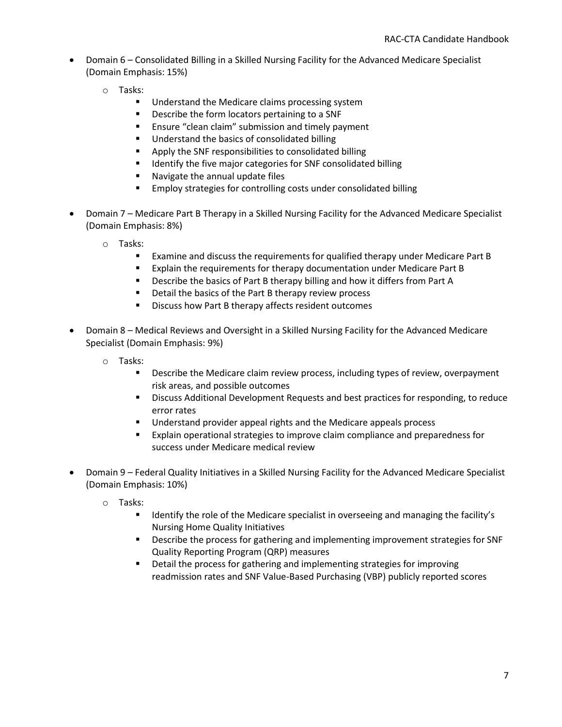- Domain 6 – Consolidated Billing in a Skilled Nursing Facility for the Advanced Medicare Specialist (Domain Emphasis: 15%)
  - Tasks:
    - Understand the Medicare claims processing system
    - Describe the form locators pertaining to a SNF
    - Ensure "clean claim" submission and timely payment
    - Understand the basics of consolidated billing
    - Apply the SNF responsibilities to consolidated billing
    - Identify the five major categories for SNF consolidated billing
    - Navigate the annual update files
    - Employ strategies for controlling costs under consolidated billing

- Domain 7 – Medicare Part B Therapy in a Skilled Nursing Facility for the Advanced Medicare Specialist (Domain Emphasis: 8%)
  - Tasks:
    - Examine and discuss the requirements for qualified therapy under Medicare Part B
    - Explain the requirements for therapy documentation under Medicare Part B
    - Describe the basics of Part B therapy billing and how it differs from Part A
    - Detail the basics of the Part B therapy review process
    - Discuss how Part B therapy affects resident outcomes

- Domain 8 – Medical Reviews and Oversight in a Skilled Nursing Facility for the Advanced Medicare Specialist (Domain Emphasis: 9%)
  - Tasks:
    - Describe the Medicare claim review process, including types of review, overpayment risk areas, and possible outcomes
    - Discuss Additional Development Requests and best practices for responding, to reduce error rates
    - Understand provider appeal rights and the Medicare appeals process
    - Explain operational strategies to improve claim compliance and preparedness for success under Medicare medical review

- Domain 9 – Federal Quality Initiatives in a Skilled Nursing Facility for the Advanced Medicare Specialist (Domain Emphasis: 10%)
  - Tasks:
    - Identify the role of the Medicare specialist in overseeing and managing the facility's Nursing Home Quality Initiatives
    - Describe the process for gathering and implementing improvement strategies for SNF Quality Reporting Program (QRP) measures
    - Detail the process for gathering and implementing strategies for improving readmission rates and SNF Value-Based Purchasing (VBP) publicly reported scores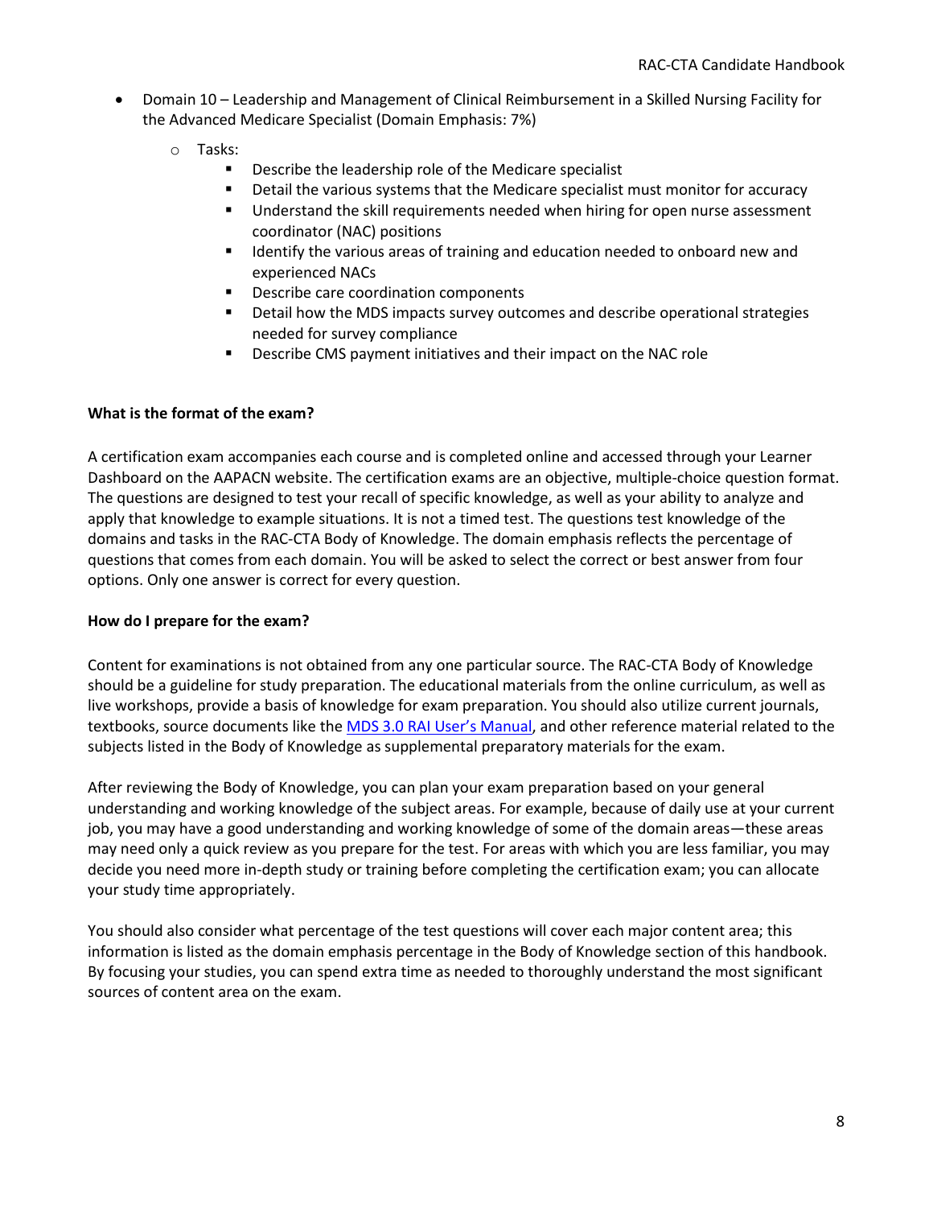- Domain 10 – Leadership and Management of Clinical Reimbursement in a Skilled Nursing Facility for the Advanced Medicare Specialist (Domain Emphasis: 7%)
  - Tasks:
    - Describe the leadership role of the Medicare specialist
    - Detail the various systems that the Medicare specialist must monitor for accuracy
    - Understand the skill requirements needed when hiring for open nurse assessment coordinator (NAC) positions
    - Identify the various areas of training and education needed to onboard new and experienced NACs
    - Describe care coordination components
    - Detail how the MDS impacts survey outcomes and describe operational strategies needed for survey compliance
    - Describe CMS payment initiatives and their impact on the NAC role

**What is the format of the exam?**

A certification exam accompanies each course and is completed online and accessed through your Learner Dashboard on the AAPACN website. The certification exams are an objective, multiple-choice question format. The questions are designed to test your recall of specific knowledge, as well as your ability to analyze and apply that knowledge to example situations. It is not a timed test. The questions test knowledge of the domains and tasks in the RAC-CTA Body of Knowledge. The domain emphasis reflects the percentage of questions that comes from each domain. You will be asked to select the correct or best answer from four options. Only one answer is correct for every question.

**How do I prepare for the exam?**

Content for examinations is not obtained from any one particular source. The RAC-CTA Body of Knowledge should be a guideline for study preparation. The educational materials from the online curriculum, as well as live workshops, provide a basis of knowledge for exam preparation. You should also utilize current journals, textbooks, source documents like the MDS 3.0 RAI User's Manual, and other reference material related to the subjects listed in the Body of Knowledge as supplemental preparatory materials for the exam.

After reviewing the Body of Knowledge, you can plan your exam preparation based on your general understanding and working knowledge of the subject areas. For example, because of daily use at your current job, you may have a good understanding and working knowledge of some of the domain areas—these areas may need only a quick review as you prepare for the test. For areas with which you are less familiar, you may decide you need more in-depth study or training before completing the certification exam; you can allocate your study time appropriately.

You should also consider what percentage of the test questions will cover each major content area; this information is listed as the domain emphasis percentage in the Body of Knowledge section of this handbook. By focusing your studies, you can spend extra time as needed to thoroughly understand the most significant sources of content area on the exam.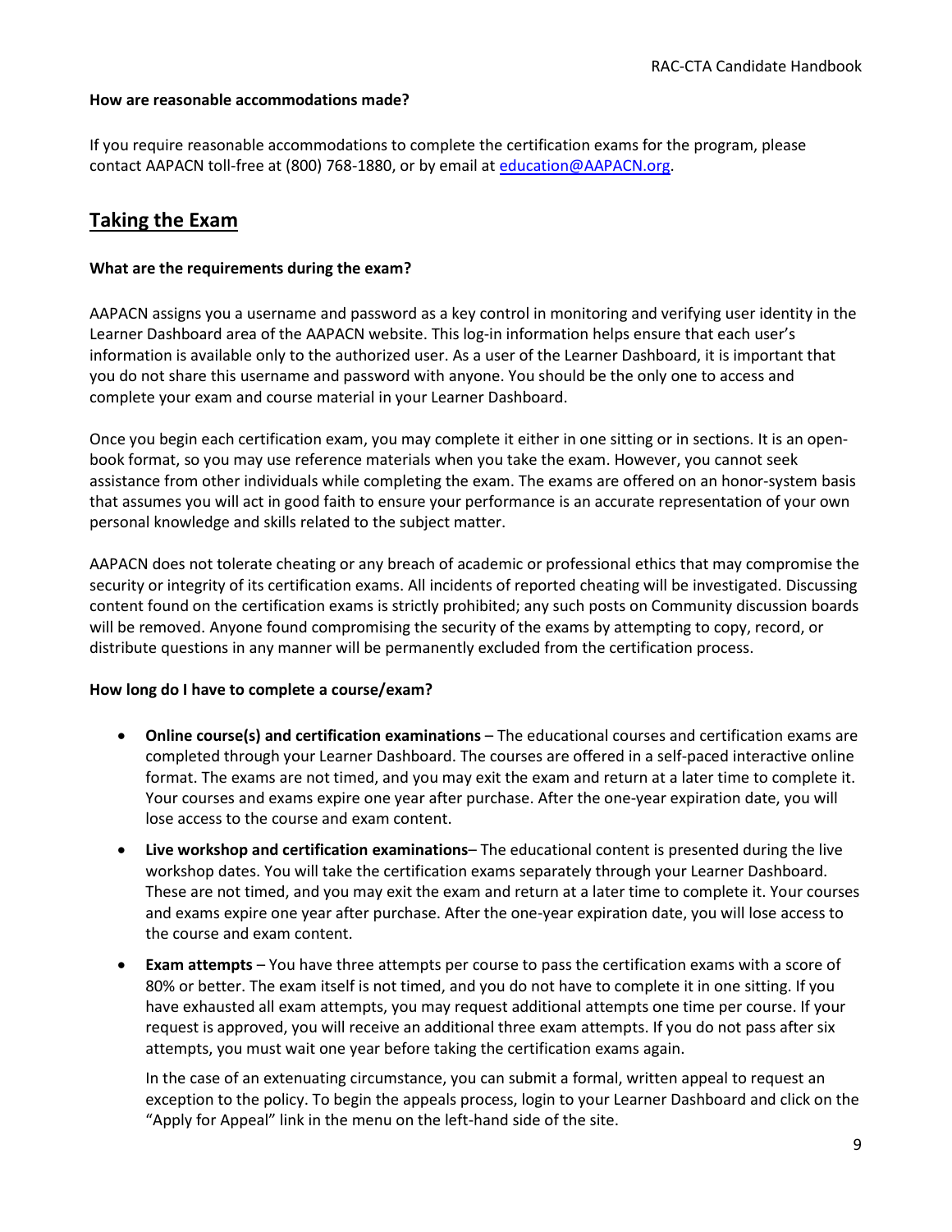**How are reasonable accommodations made?**

If you require reasonable accommodations to complete the certification exams for the program, please contact AAPACN toll-free at (800) 768-1880, or by email at [education@AAPACN.org](mailto:education@AAPACN.org).

## Taking the Exam

**What are the requirements during the exam?**

AAPACN assigns you a username and password as a key control in monitoring and verifying user identity in the Learner Dashboard area of the AAPACN website. This log-in information helps ensure that each user's information is available only to the authorized user. As a user of the Learner Dashboard, it is important that you do not share this username and password with anyone. You should be the only one to access and complete your exam and course material in your Learner Dashboard.

Once you begin each certification exam, you may complete it either in one sitting or in sections. It is an open-book format, so you may use reference materials when you take the exam. However, you cannot seek assistance from other individuals while completing the exam. The exams are offered on an honor-system basis that assumes you will act in good faith to ensure your performance is an accurate representation of your own personal knowledge and skills related to the subject matter.

AAPACN does not tolerate cheating or any breach of academic or professional ethics that may compromise the security or integrity of its certification exams. All incidents of reported cheating will be investigated. Discussing content found on the certification exams is strictly prohibited; any such posts on Community discussion boards will be removed. Anyone found compromising the security of the exams by attempting to copy, record, or distribute questions in any manner will be permanently excluded from the certification process.

**How long do I have to complete a course/exam?**

- **Online course(s) and certification examinations** – The educational courses and certification exams are completed through your Learner Dashboard. The courses are offered in a self-paced interactive online format. The exams are not timed, and you may exit the exam and return at a later time to complete it. Your courses and exams expire one year after purchase. After the one-year expiration date, you will lose access to the course and exam content.
- **Live workshop and certification examinations**– The educational content is presented during the live workshop dates. You will take the certification exams separately through your Learner Dashboard. These are not timed, and you may exit the exam and return at a later time to complete it. Your courses and exams expire one year after purchase. After the one-year expiration date, you will lose access to the course and exam content.
- **Exam attempts** – You have three attempts per course to pass the certification exams with a score of 80% or better. The exam itself is not timed, and you do not have to complete it in one sitting. If you have exhausted all exam attempts, you may request additional attempts one time per course. If your request is approved, you will receive an additional three exam attempts. If you do not pass after six attempts, you must wait one year before taking the certification exams again.

  In the case of an extenuating circumstance, you can submit a formal, written appeal to request an exception to the policy. To begin the appeals process, login to your Learner Dashboard and click on the "Apply for Appeal" link in the menu on the left-hand side of the site.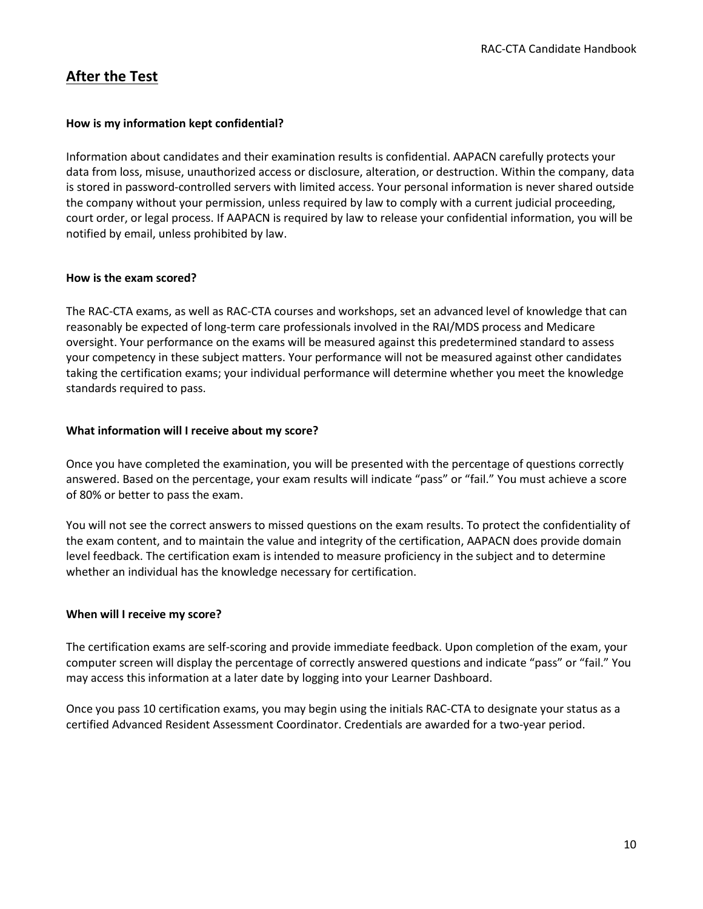## After the Test

**How is my information kept confidential?**

Information about candidates and their examination results is confidential. AAPACN carefully protects your data from loss, misuse, unauthorized access or disclosure, alteration, or destruction. Within the company, data is stored in password-controlled servers with limited access. Your personal information is never shared outside the company without your permission, unless required by law to comply with a current judicial proceeding, court order, or legal process. If AAPACN is required by law to release your confidential information, you will be notified by email, unless prohibited by law.

**How is the exam scored?**

The RAC-CTA exams, as well as RAC-CTA courses and workshops, set an advanced level of knowledge that can reasonably be expected of long-term care professionals involved in the RAI/MDS process and Medicare oversight. Your performance on the exams will be measured against this predetermined standard to assess your competency in these subject matters. Your performance will not be measured against other candidates taking the certification exams; your individual performance will determine whether you meet the knowledge standards required to pass.

**What information will I receive about my score?**

Once you have completed the examination, you will be presented with the percentage of questions correctly answered. Based on the percentage, your exam results will indicate "pass" or "fail." You must achieve a score of 80% or better to pass the exam.

You will not see the correct answers to missed questions on the exam results. To protect the confidentiality of the exam content, and to maintain the value and integrity of the certification, AAPACN does provide domain level feedback. The certification exam is intended to measure proficiency in the subject and to determine whether an individual has the knowledge necessary for certification.

**When will I receive my score?**

The certification exams are self-scoring and provide immediate feedback. Upon completion of the exam, your computer screen will display the percentage of correctly answered questions and indicate "pass" or "fail." You may access this information at a later date by logging into your Learner Dashboard.

Once you pass 10 certification exams, you may begin using the initials RAC-CTA to designate your status as a certified Advanced Resident Assessment Coordinator. Credentials are awarded for a two-year period.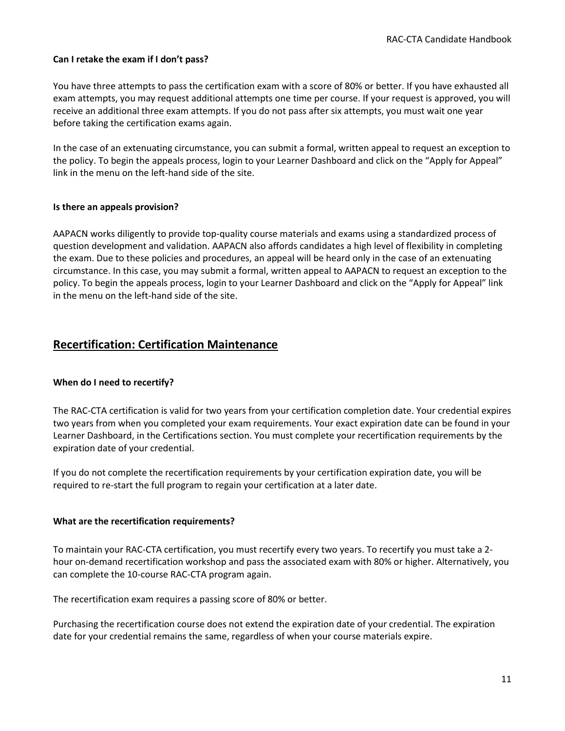**Can I retake the exam if I don't pass?**

You have three attempts to pass the certification exam with a score of 80% or better. If you have exhausted all exam attempts, you may request additional attempts one time per course. If your request is approved, you will receive an additional three exam attempts. If you do not pass after six attempts, you must wait one year before taking the certification exams again.

In the case of an extenuating circumstance, you can submit a formal, written appeal to request an exception to the policy. To begin the appeals process, login to your Learner Dashboard and click on the "Apply for Appeal" link in the menu on the left-hand side of the site.

**Is there an appeals provision?**

AAPACN works diligently to provide top-quality course materials and exams using a standardized process of question development and validation. AAPACN also affords candidates a high level of flexibility in completing the exam. Due to these policies and procedures, an appeal will be heard only in the case of an extenuating circumstance. In this case, you may submit a formal, written appeal to AAPACN to request an exception to the policy. To begin the appeals process, login to your Learner Dashboard and click on the "Apply for Appeal" link in the menu on the left-hand side of the site.

## Recertification: Certification Maintenance

**When do I need to recertify?**

The RAC-CTA certification is valid for two years from your certification completion date. Your credential expires two years from when you completed your exam requirements. Your exact expiration date can be found in your Learner Dashboard, in the Certifications section. You must complete your recertification requirements by the expiration date of your credential.

If you do not complete the recertification requirements by your certification expiration date, you will be required to re-start the full program to regain your certification at a later date.

**What are the recertification requirements?**

To maintain your RAC-CTA certification, you must recertify every two years. To recertify you must take a 2-hour on-demand recertification workshop and pass the associated exam with 80% or higher. Alternatively, you can complete the 10-course RAC-CTA program again.

The recertification exam requires a passing score of 80% or better.

Purchasing the recertification course does not extend the expiration date of your credential. The expiration date for your credential remains the same, regardless of when your course materials expire.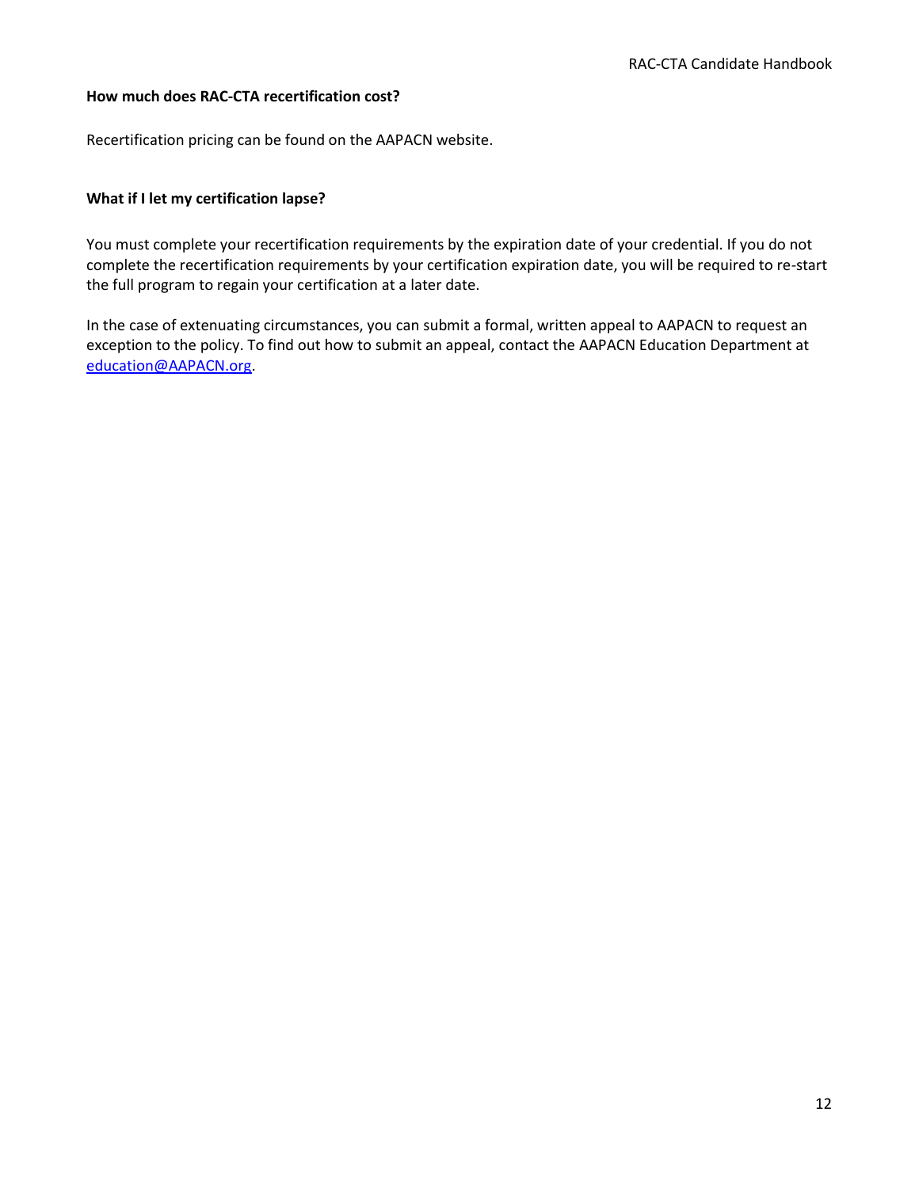**How much does RAC-CTA recertification cost?**

Recertification pricing can be found on the AAPACN website.

**What if I let my certification lapse?**

You must complete your recertification requirements by the expiration date of your credential. If you do not complete the recertification requirements by your certification expiration date, you will be required to re-start the full program to regain your certification at a later date.

In the case of extenuating circumstances, you can submit a formal, written appeal to AAPACN to request an exception to the policy. To find out how to submit an appeal, contact the AAPACN Education Department at [education@AAPACN.org](mailto:education@AAPACN.org).